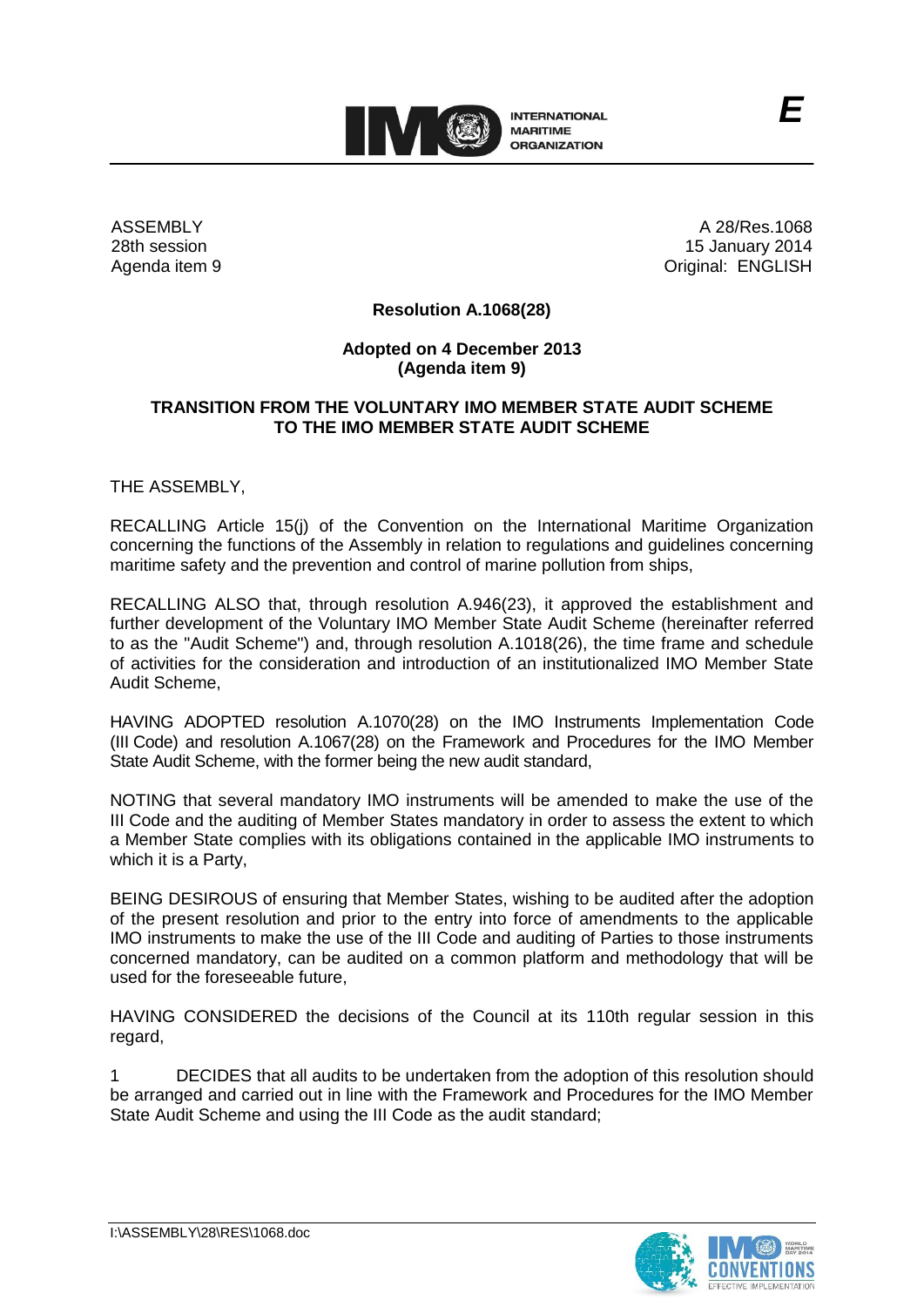ASSEMBLY
28th session
Agenda item 9

A 28/Res.1068
15 January 2014
Original: ENGLISH

**Resolution A.1068(28)**

**Adopted on 4 December 2013**
**(Agenda item 9)**

**TRANSITION FROM THE VOLUNTARY IMO MEMBER STATE AUDIT SCHEME TO THE IMO MEMBER STATE AUDIT SCHEME**

THE ASSEMBLY,

RECALLING Article 15(j) of the Convention on the International Maritime Organization concerning the functions of the Assembly in relation to regulations and guidelines concerning maritime safety and the prevention and control of marine pollution from ships,

RECALLING ALSO that, through resolution A.946(23), it approved the establishment and further development of the Voluntary IMO Member State Audit Scheme (hereinafter referred to as the "Audit Scheme") and, through resolution A.1018(26), the time frame and schedule of activities for the consideration and introduction of an institutionalized IMO Member State Audit Scheme,

HAVING ADOPTED resolution A.1070(28) on the IMO Instruments Implementation Code (III Code) and resolution A.1067(28) on the Framework and Procedures for the IMO Member State Audit Scheme, with the former being the new audit standard,

NOTING that several mandatory IMO instruments will be amended to make the use of the III Code and the auditing of Member States mandatory in order to assess the extent to which a Member State complies with its obligations contained in the applicable IMO instruments to which it is a Party,

BEING DESIROUS of ensuring that Member States, wishing to be audited after the adoption of the present resolution and prior to the entry into force of amendments to the applicable IMO instruments to make the use of the III Code and auditing of Parties to those instruments concerned mandatory, can be audited on a common platform and methodology that will be used for the foreseeable future,

HAVING CONSIDERED the decisions of the Council at its 110th regular session in this regard,

1 DECIDES that all audits to be undertaken from the adoption of this resolution should be arranged and carried out in line with the Framework and Procedures for the IMO Member State Audit Scheme and using the III Code as the audit standard;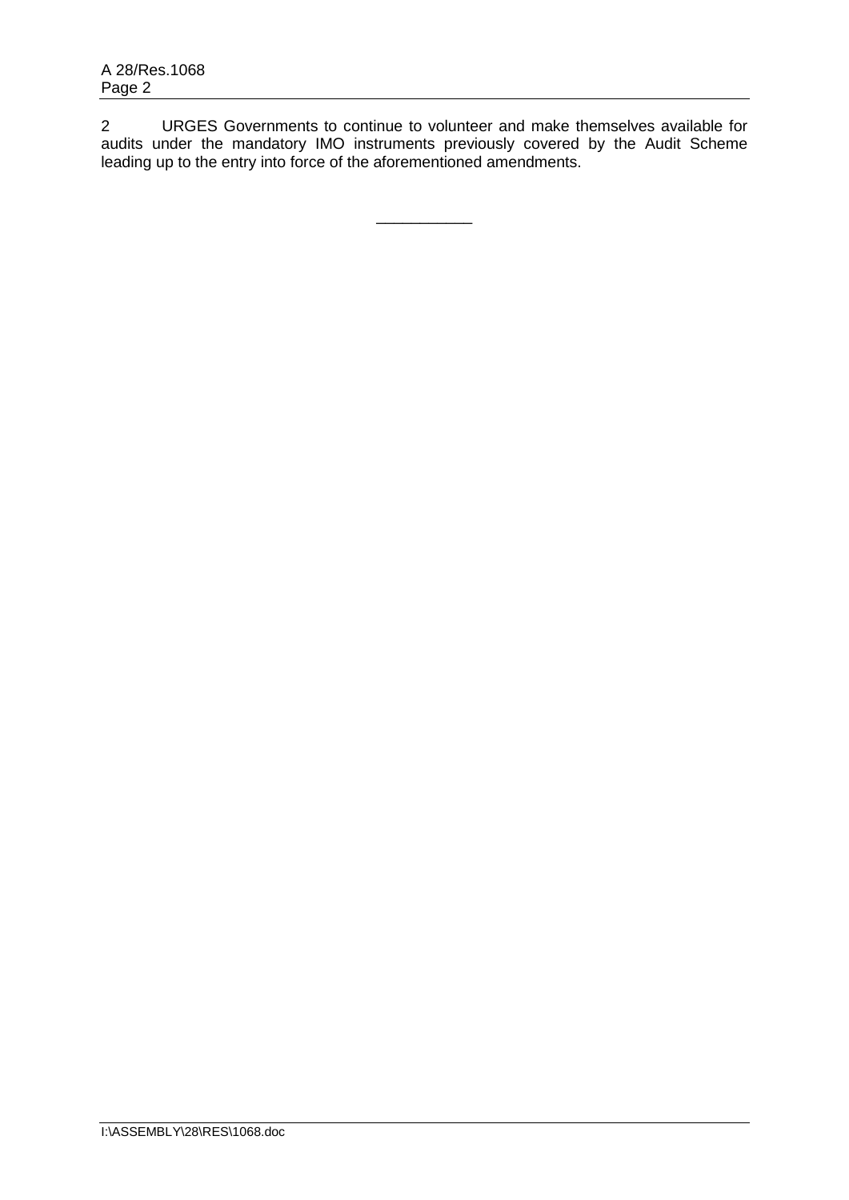2 URGES Governments to continue to volunteer and make themselves available for audits under the mandatory IMO instruments previously covered by the Audit Scheme leading up to the entry into force of the aforementioned amendments.

___________